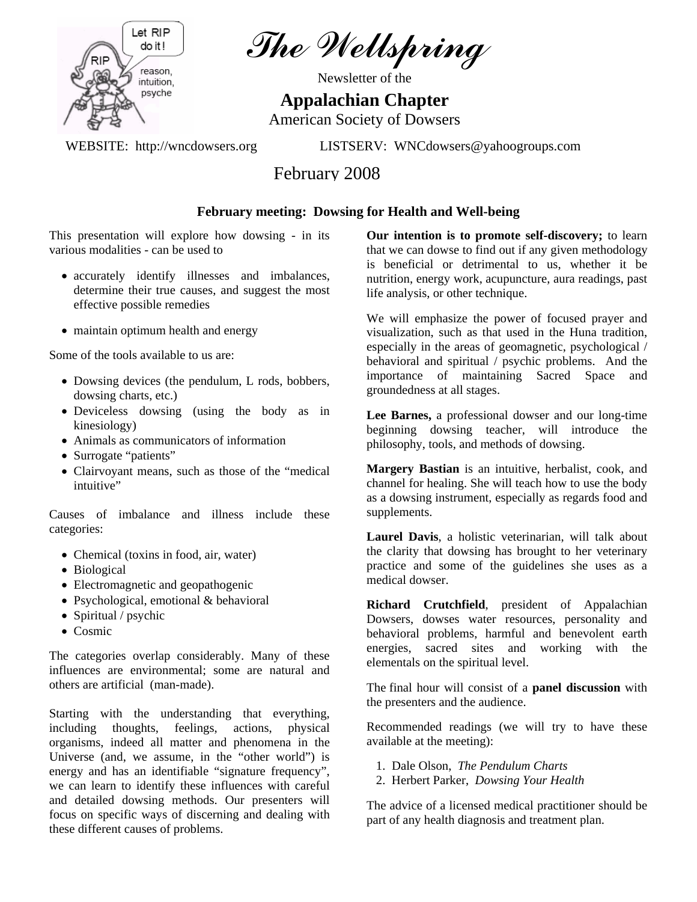# The Wellspring

Newsletter of the

## Appalachian Chapter

American Society of Dowsers

WEBSITE: http://wncdowsers.org LISTSERV: WNCdowsers@yahoogroups.com

February 2008

### February meeting: Dowsing for Health and Well-being

This presentation will explore how dowsing - in its various modalities - can be used to

- accurately identify illnesses and imbalances, determine their true causes, and suggest the most effective possible remedies
- maintain optimum health and energy

Some of the tools available to us are:

- Dowsing devices (the pendulum, L rods, bobbers, dowsing charts, etc.)
- Deviceless dowsing (using the body as in kinesiology)
- Animals as communicators of information
- Surrogate "patients"
- Clairvoyant means, such as those of the "medical intuitive"

Causes of imbalance and illness include these categories:

- Chemical (toxins in food, air, water)
- Biological
- Electromagnetic and geopathogenic
- Psychological, emotional & behavioral
- Spiritual / psychic
- Cosmic

The categories overlap considerably. Many of these influences are environmental; some are natural and others are artificial (man-made).

Starting with the understanding that everything, including thoughts, feelings, actions, physical organisms, indeed all matter and phenomena in the Universe (and, we assume, in the "other world") is energy and has an identifiable "signature frequency", we can learn to identify these influences with careful and detailed dowsing methods. Our presenters will focus on specific ways of discerning and dealing with these different causes of problems.

**Our intention is to promote self-discovery;** to learn that we can dowse to find out if any given methodology is beneficial or detrimental to us, whether it be nutrition, energy work, acupuncture, aura readings, past life analysis, or other technique.

We will emphasize the power of focused prayer and visualization, such as that used in the Huna tradition, especially in the areas of geomagnetic, psychological / behavioral and spiritual / psychic problems. And the importance of maintaining Sacred Space and groundedness at all stages.

**Lee Barnes,** a professional dowser and our long-time beginning dowsing teacher, will introduce the philosophy, tools, and methods of dowsing.

**Margery Bastian** is an intuitive, herbalist, cook, and channel for healing. She will teach how to use the body as a dowsing instrument, especially as regards food and supplements.

**Laurel Davis**, a holistic veterinarian, will talk about the clarity that dowsing has brought to her veterinary practice and some of the guidelines she uses as a medical dowser.

**Richard Crutchfield**, president of Appalachian Dowsers, dowses water resources, personality and behavioral problems, harmful and benevolent earth energies, sacred sites and working with the elementals on the spiritual level.

The final hour will consist of a **panel discussion** with the presenters and the audience.

Recommended readings (we will try to have these available at the meeting):

1. Dale Olson, *The Pendulum Charts*
2. Herbert Parker, *Dowsing Your Health*

The advice of a licensed medical practitioner should be part of any health diagnosis and treatment plan.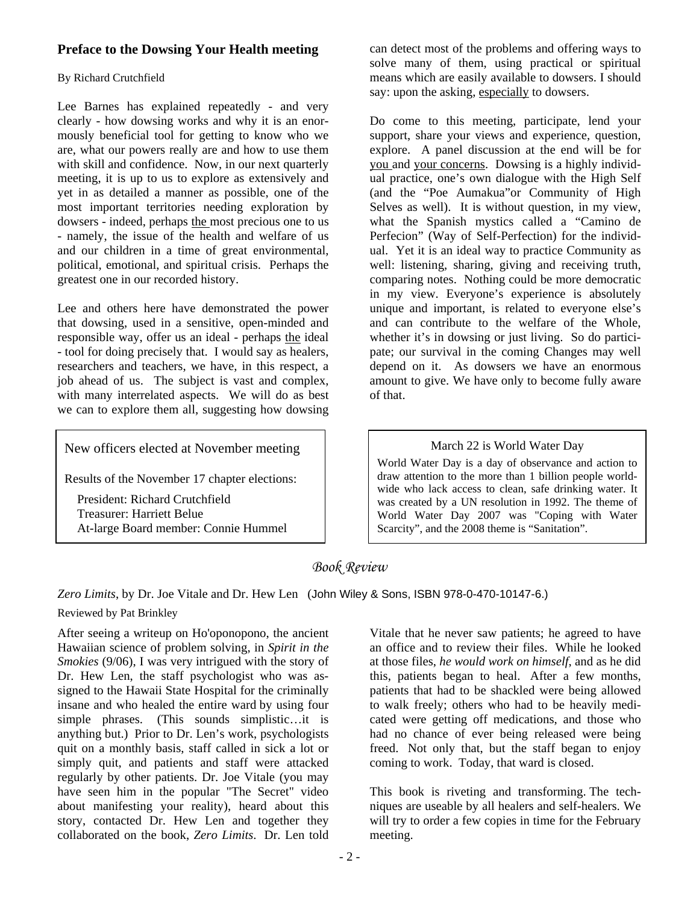## Preface to the Dowsing Your Health meeting

By Richard Crutchfield

Lee Barnes has explained repeatedly - and very clearly - how dowsing works and why it is an enormously beneficial tool for getting to know who we are, what our powers really are and how to use them with skill and confidence. Now, in our next quarterly meeting, it is up to us to explore as extensively and yet in as detailed a manner as possible, one of the most important territories needing exploration by dowsers - indeed, perhaps the most precious one to us - namely, the issue of the health and welfare of us and our children in a time of great environmental, political, emotional, and spiritual crisis. Perhaps the greatest one in our recorded history.

Lee and others here have demonstrated the power that dowsing, used in a sensitive, open-minded and responsible way, offer us an ideal - perhaps the ideal - tool for doing precisely that. I would say as healers, researchers and teachers, we have, in this respect, a job ahead of us. The subject is vast and complex, with many interrelated aspects. We will do as best we can to explore them all, suggesting how dowsing can detect most of the problems and offering ways to solve many of them, using practical or spiritual means which are easily available to dowsers. I should say: upon the asking, especially to dowsers.

Do come to this meeting, participate, lend your support, share your views and experience, question, explore. A panel discussion at the end will be for you and your concerns. Dowsing is a highly individual practice, one's own dialogue with the High Self (and the "Poe Aumakua"or Community of High Selves as well). It is without question, in my view, what the Spanish mystics called a "Camino de Perfecion" (Way of Self-Perfection) for the individual. Yet it is an ideal way to practice Community as well: listening, sharing, giving and receiving truth, comparing notes. Nothing could be more democratic in my view. Everyone's experience is absolutely unique and important, is related to everyone else's and can contribute to the welfare of the Whole, whether it's in dowsing or just living. So do participate; our survival in the coming Changes may well depend on it. As dowsers we have an enormous amount to give. We have only to become fully aware of that.

### New officers elected at November meeting

Results of the November 17 chapter elections:

President: Richard Crutchfield
Treasurer: Harriett Belue
At-large Board member: Connie Hummel

### March 22 is World Water Day

World Water Day is a day of observance and action to draw attention to the more than 1 billion people worldwide who lack access to clean, safe drinking water. It was created by a UN resolution in 1992. The theme of World Water Day 2007 was "Coping with Water Scarcity", and the 2008 theme is "Sanitation".

## *Book Review*

*Zero Limits*, by Dr. Joe Vitale and Dr. Hew Len (John Wiley & Sons, ISBN 978-0-470-10147-6.)

Reviewed by Pat Brinkley

After seeing a writeup on Ho'oponopono, the ancient Hawaiian science of problem solving, in *Spirit in the Smokies* (9/06), I was very intrigued with the story of Dr. Hew Len, the staff psychologist who was assigned to the Hawaii State Hospital for the criminally insane and who healed the entire ward by using four simple phrases. (This sounds simplistic…it is anything but.) Prior to Dr. Len's work, psychologists quit on a monthly basis, staff called in sick a lot or simply quit, and patients and staff were attacked regularly by other patients. Dr. Joe Vitale (you may have seen him in the popular "The Secret" video about manifesting your reality), heard about this story, contacted Dr. Hew Len and together they collaborated on the book, *Zero Limits*. Dr. Len told Vitale that he never saw patients; he agreed to have an office and to review their files. While he looked at those files, *he would work on himself*, and as he did this, patients began to heal. After a few months, patients that had to be shackled were being allowed to walk freely; others who had to be heavily medicated were getting off medications, and those who had no chance of ever being released were being freed. Not only that, but the staff began to enjoy coming to work. Today, that ward is closed.

This book is riveting and transforming. The techniques are useable by all healers and self-healers. We will try to order a few copies in time for the February meeting.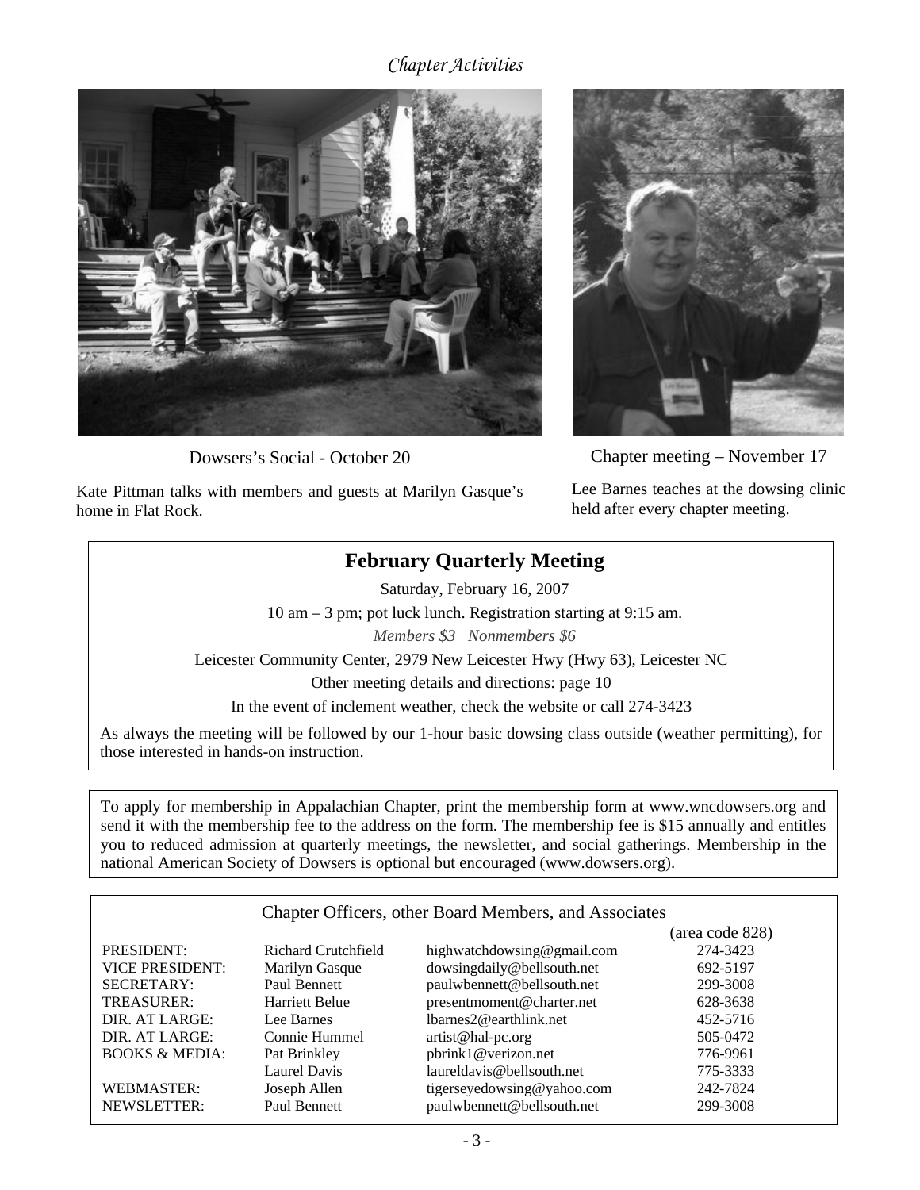## *Chapter Activities*

Dowsers's Social - October 20

Kate Pittman talks with members and guests at Marilyn Gasque's home in Flat Rock.

Chapter meeting – November 17

Lee Barnes teaches at the dowsing clinic held after every chapter meeting.

## February Quarterly Meeting

Saturday, February 16, 2007

10 am – 3 pm; pot luck lunch. Registration starting at 9:15 am.

*Members $3   Nonmembers $6*

Leicester Community Center, 2979 New Leicester Hwy (Hwy 63), Leicester NC

Other meeting details and directions: page 10

In the event of inclement weather, check the website or call 274-3423

As always the meeting will be followed by our 1-hour basic dowsing class outside (weather permitting), for those interested in hands-on instruction.

To apply for membership in Appalachian Chapter, print the membership form at www.wncdowsers.org and send it with the membership fee to the address on the form. The membership fee is $15 annually and entitles you to reduced admission at quarterly meetings, the newsletter, and social gatherings. Membership in the national American Society of Dowsers is optional but encouraged (www.dowsers.org).

### Chapter Officers, other Board Members, and Associates

| | | | (area code 828) |
|---|---|---|---|
| PRESIDENT: | Richard Crutchfield | highwatchdowsing@gmail.com | 274-3423 |
| VICE PRESIDENT: | Marilyn Gasque | dowsingdaily@bellsouth.net | 692-5197 |
| SECRETARY: | Paul Bennett | paulwbennett@bellsouth.net | 299-3008 |
| TREASURER: | Harriett Belue | presentmoment@charter.net | 628-3638 |
| DIR. AT LARGE: | Lee Barnes | lbarnes2@earthlink.net | 452-5716 |
| DIR. AT LARGE: | Connie Hummel | artist@hal-pc.org | 505-0472 |
| BOOKS & MEDIA: | Pat Brinkley | pbrink1@verizon.net | 776-9961 |
| | Laurel Davis | laureldavis@bellsouth.net | 775-3333 |
| WEBMASTER: | Joseph Allen | tigerseyedowsing@yahoo.com | 242-7824 |
| NEWSLETTER: | Paul Bennett | paulwbennett@bellsouth.net | 299-3008 |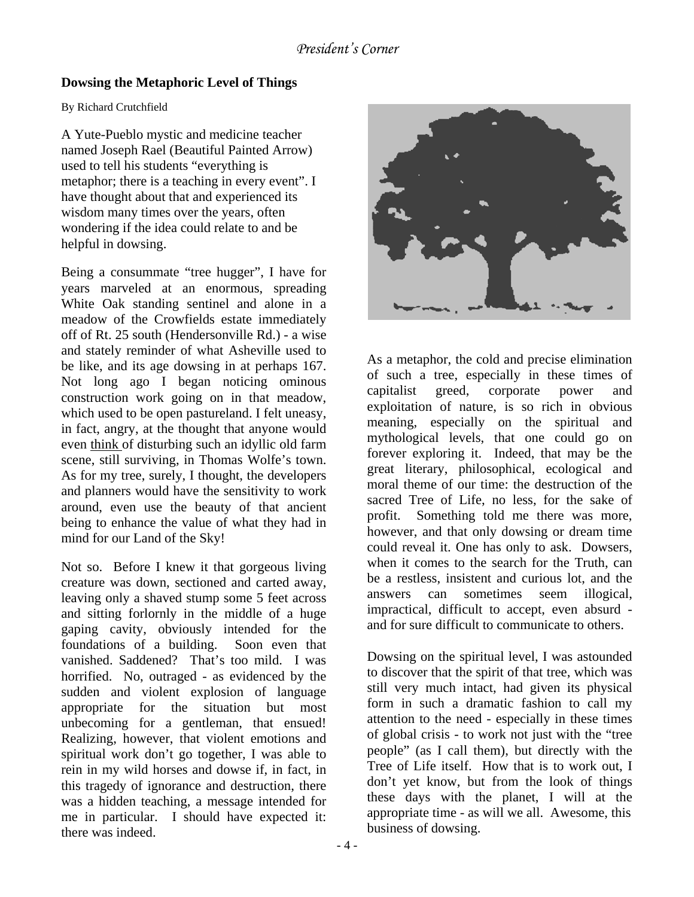*President's Corner*

### Dowsing the Metaphoric Level of Things

By Richard Crutchfield

A Yute-Pueblo mystic and medicine teacher named Joseph Rael (Beautiful Painted Arrow) used to tell his students "everything is metaphor; there is a teaching in every event". I have thought about that and experienced its wisdom many times over the years, often wondering if the idea could relate to and be helpful in dowsing.

Being a consummate "tree hugger", I have for years marveled at an enormous, spreading White Oak standing sentinel and alone in a meadow of the Crowfields estate immediately off of Rt. 25 south (Hendersonville Rd.) - a wise and stately reminder of what Asheville used to be like, and its age dowsing in at perhaps 167. Not long ago I began noticing ominous construction work going on in that meadow, which used to be open pastureland. I felt uneasy, in fact, angry, at the thought that anyone would even <u>think</u> of disturbing such an idyllic old farm scene, still surviving, in Thomas Wolfe's town. As for my tree, surely, I thought, the developers and planners would have the sensitivity to work around, even use the beauty of that ancient being to enhance the value of what they had in mind for our Land of the Sky!

Not so. Before I knew it that gorgeous living creature was down, sectioned and carted away, leaving only a shaved stump some 5 feet across and sitting forlornly in the middle of a huge gaping cavity, obviously intended for the foundations of a building. Soon even that vanished. Saddened? That's too mild. I was horrified. No, outraged - as evidenced by the sudden and violent explosion of language appropriate for the situation but most unbecoming for a gentleman, that ensued! Realizing, however, that violent emotions and spiritual work don't go together, I was able to rein in my wild horses and dowse if, in fact, in this tragedy of ignorance and destruction, there was a hidden teaching, a message intended for me in particular. I should have expected it: there was indeed.

As a metaphor, the cold and precise elimination of such a tree, especially in these times of capitalist greed, corporate power and exploitation of nature, is so rich in obvious meaning, especially on the spiritual and mythological levels, that one could go on forever exploring it. Indeed, that may be the great literary, philosophical, ecological and moral theme of our time: the destruction of the sacred Tree of Life, no less, for the sake of profit. Something told me there was more, however, and that only dowsing or dream time could reveal it. One has only to ask. Dowsers, when it comes to the search for the Truth, can be a restless, insistent and curious lot, and the answers can sometimes seem illogical, impractical, difficult to accept, even absurd - and for sure difficult to communicate to others.

Dowsing on the spiritual level, I was astounded to discover that the spirit of that tree, which was still very much intact, had given its physical form in such a dramatic fashion to call my attention to the need - especially in these times of global crisis - to work not just with the "tree people" (as I call them), but directly with the Tree of Life itself. How that is to work out, I don't yet know, but from the look of things these days with the planet, I will at the appropriate time - as will we all. Awesome, this business of dowsing.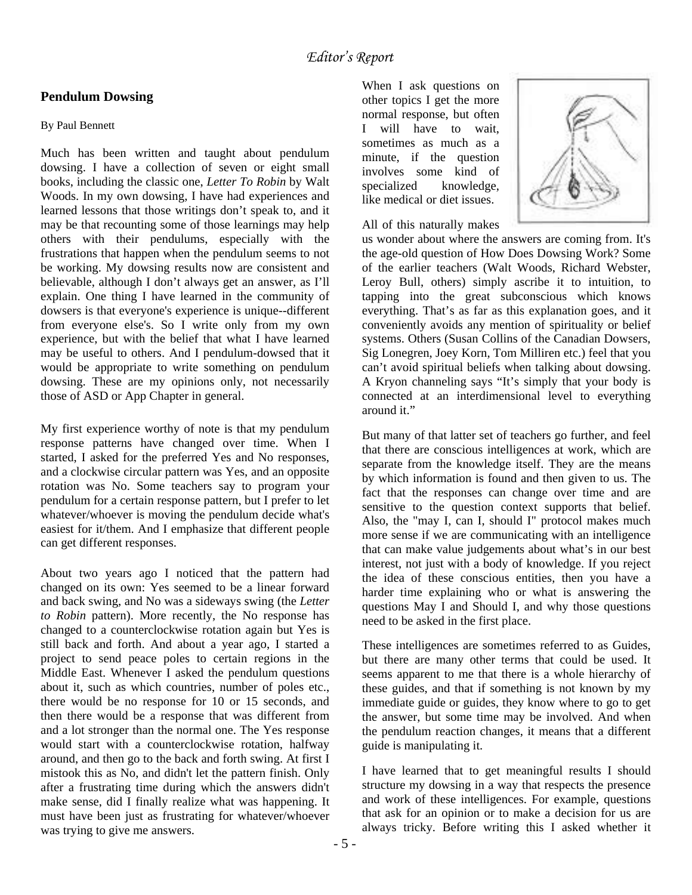## Editor's Report

### Pendulum Dowsing

By Paul Bennett

Much has been written and taught about pendulum dowsing. I have a collection of seven or eight small books, including the classic one, *Letter To Robin* by Walt Woods. In my own dowsing, I have had experiences and learned lessons that those writings don't speak to, and it may be that recounting some of those learnings may help others with their pendulums, especially with the frustrations that happen when the pendulum seems to not be working. My dowsing results now are consistent and believable, although I don't always get an answer, as I'll explain. One thing I have learned in the community of dowsers is that everyone's experience is unique--different from everyone else's. So I write only from my own experience, but with the belief that what I have learned may be useful to others. And I pendulum-dowsed that it would be appropriate to write something on pendulum dowsing. These are my opinions only, not necessarily those of ASD or App Chapter in general.

My first experience worthy of note is that my pendulum response patterns have changed over time. When I started, I asked for the preferred Yes and No responses, and a clockwise circular pattern was Yes, and an opposite rotation was No. Some teachers say to program your pendulum for a certain response pattern, but I prefer to let whatever/whoever is moving the pendulum decide what's easiest for it/them. And I emphasize that different people can get different responses.

About two years ago I noticed that the pattern had changed on its own: Yes seemed to be a linear forward and back swing, and No was a sideways swing (the *Letter to Robin* pattern). More recently, the No response has changed to a counterclockwise rotation again but Yes is still back and forth. And about a year ago, I started a project to send peace poles to certain regions in the Middle East. Whenever I asked the pendulum questions about it, such as which countries, number of poles etc., there would be no response for 10 or 15 seconds, and then there would be a response that was different from and a lot stronger than the normal one. The Yes response would start with a counterclockwise rotation, halfway around, and then go to the back and forth swing. At first I mistook this as No, and didn't let the pattern finish. Only after a frustrating time during which the answers didn't make sense, did I finally realize what was happening. It must have been just as frustrating for whatever/whoever was trying to give me answers.

When I ask questions on other topics I get the more normal response, but often I will have to wait, sometimes as much as a minute, if the question involves some kind of specialized knowledge, like medical or diet issues.

All of this naturally makes us wonder about where the answers are coming from. It's the age-old question of How Does Dowsing Work? Some of the earlier teachers (Walt Woods, Richard Webster, Leroy Bull, others) simply ascribe it to intuition, to tapping into the great subconscious which knows everything. That's as far as this explanation goes, and it conveniently avoids any mention of spirituality or belief systems. Others (Susan Collins of the Canadian Dowsers, Sig Lonegren, Joey Korn, Tom Milliren etc.) feel that you can't avoid spiritual beliefs when talking about dowsing. A Kryon channeling says "It's simply that your body is connected at an interdimensional level to everything around it."

But many of that latter set of teachers go further, and feel that there are conscious intelligences at work, which are separate from the knowledge itself. They are the means by which information is found and then given to us. The fact that the responses can change over time and are sensitive to the question context supports that belief. Also, the "may I, can I, should I" protocol makes much more sense if we are communicating with an intelligence that can make value judgements about what's in our best interest, not just with a body of knowledge. If you reject the idea of these conscious entities, then you have a harder time explaining who or what is answering the questions May I and Should I, and why those questions need to be asked in the first place.

These intelligences are sometimes referred to as Guides, but there are many other terms that could be used. It seems apparent to me that there is a whole hierarchy of these guides, and that if something is not known by my immediate guide or guides, they know where to go to get the answer, but some time may be involved. And when the pendulum reaction changes, it means that a different guide is manipulating it.

I have learned that to get meaningful results I should structure my dowsing in a way that respects the presence and work of these intelligences. For example, questions that ask for an opinion or to make a decision for us are always tricky. Before writing this I asked whether it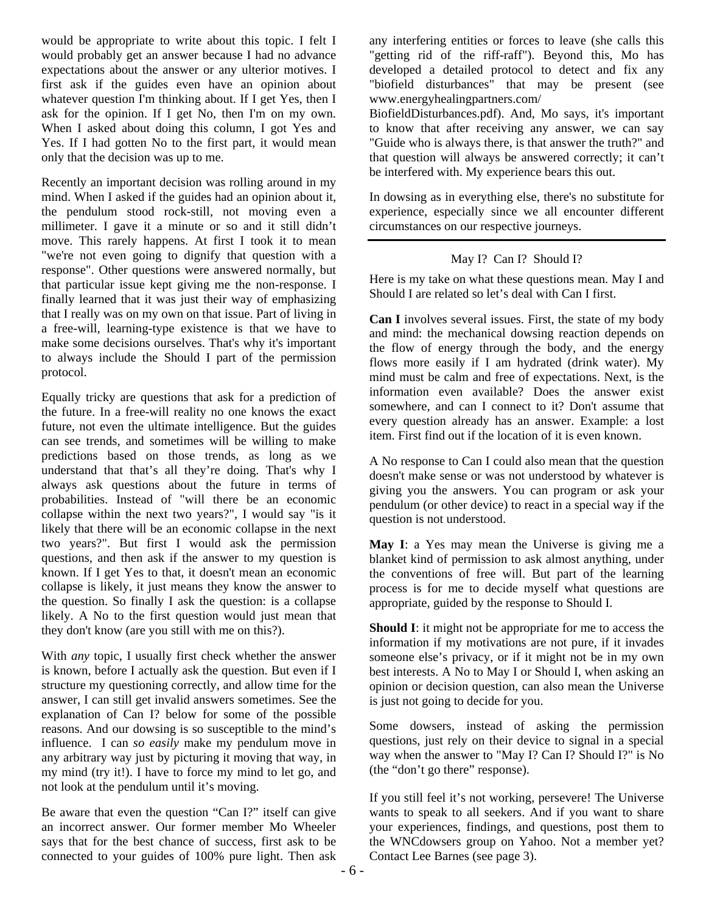would be appropriate to write about this topic. I felt I would probably get an answer because I had no advance expectations about the answer or any ulterior motives. I first ask if the guides even have an opinion about whatever question I'm thinking about. If I get Yes, then I ask for the opinion. If I get No, then I'm on my own. When I asked about doing this column, I got Yes and Yes. If I had gotten No to the first part, it would mean only that the decision was up to me.

Recently an important decision was rolling around in my mind. When I asked if the guides had an opinion about it, the pendulum stood rock-still, not moving even a millimeter. I gave it a minute or so and it still didn't move. This rarely happens. At first I took it to mean "we're not even going to dignify that question with a response". Other questions were answered normally, but that particular issue kept giving me the non-response. I finally learned that it was just their way of emphasizing that I really was on my own on that issue. Part of living in a free-will, learning-type existence is that we have to make some decisions ourselves. That's why it's important to always include the Should I part of the permission protocol.

Equally tricky are questions that ask for a prediction of the future. In a free-will reality no one knows the exact future, not even the ultimate intelligence. But the guides can see trends, and sometimes will be willing to make predictions based on those trends, as long as we understand that that's all they're doing. That's why I always ask questions about the future in terms of probabilities. Instead of "will there be an economic collapse within the next two years?", I would say "is it likely that there will be an economic collapse in the next two years?". But first I would ask the permission questions, and then ask if the answer to my question is known. If I get Yes to that, it doesn't mean an economic collapse is likely, it just means they know the answer to the question. So finally I ask the question: is a collapse likely. A No to the first question would just mean that they don't know (are you still with me on this?).

With *any* topic, I usually first check whether the answer is known, before I actually ask the question. But even if I structure my questioning correctly, and allow time for the answer, I can still get invalid answers sometimes. See the explanation of Can I? below for some of the possible reasons. And our dowsing is so susceptible to the mind's influence. I can *so easily* make my pendulum move in any arbitrary way just by picturing it moving that way, in my mind (try it!). I have to force my mind to let go, and not look at the pendulum until it's moving.

Be aware that even the question "Can I?" itself can give an incorrect answer. Our former member Mo Wheeler says that for the best chance of success, first ask to be connected to your guides of 100% pure light. Then ask any interfering entities or forces to leave (she calls this "getting rid of the riff-raff"). Beyond this, Mo has developed a detailed protocol to detect and fix any "biofield disturbances" that may be present (see www.energyhealingpartners.com/BiofieldDisturbances.pdf). And, Mo says, it's important to know that after receiving any answer, we can say "Guide who is always there, is that answer the truth?" and that question will always be answered correctly; it can't be interfered with. My experience bears this out.

In dowsing as in everything else, there's no substitute for experience, especially since we all encounter different circumstances on our respective journeys.

---

## May I? Can I? Should I?

Here is my take on what these questions mean. May I and Should I are related so let's deal with Can I first.

**Can I** involves several issues. First, the state of my body and mind: the mechanical dowsing reaction depends on the flow of energy through the body, and the energy flows more easily if I am hydrated (drink water). My mind must be calm and free of expectations. Next, is the information even available? Does the answer exist somewhere, and can I connect to it? Don't assume that every question already has an answer. Example: a lost item. First find out if the location of it is even known.

A No response to Can I could also mean that the question doesn't make sense or was not understood by whatever is giving you the answers. You can program or ask your pendulum (or other device) to react in a special way if the question is not understood.

**May I**: a Yes may mean the Universe is giving me a blanket kind of permission to ask almost anything, under the conventions of free will. But part of the learning process is for me to decide myself what questions are appropriate, guided by the response to Should I.

**Should I**: it might not be appropriate for me to access the information if my motivations are not pure, if it invades someone else's privacy, or if it might not be in my own best interests. A No to May I or Should I, when asking an opinion or decision question, can also mean the Universe is just not going to decide for you.

Some dowsers, instead of asking the permission questions, just rely on their device to signal in a special way when the answer to "May I? Can I? Should I?" is No (the "don't go there" response).

If you still feel it's not working, persevere! The Universe wants to speak to all seekers. And if you want to share your experiences, findings, and questions, post them to the WNCdowsers group on Yahoo. Not a member yet? Contact Lee Barnes (see page 3).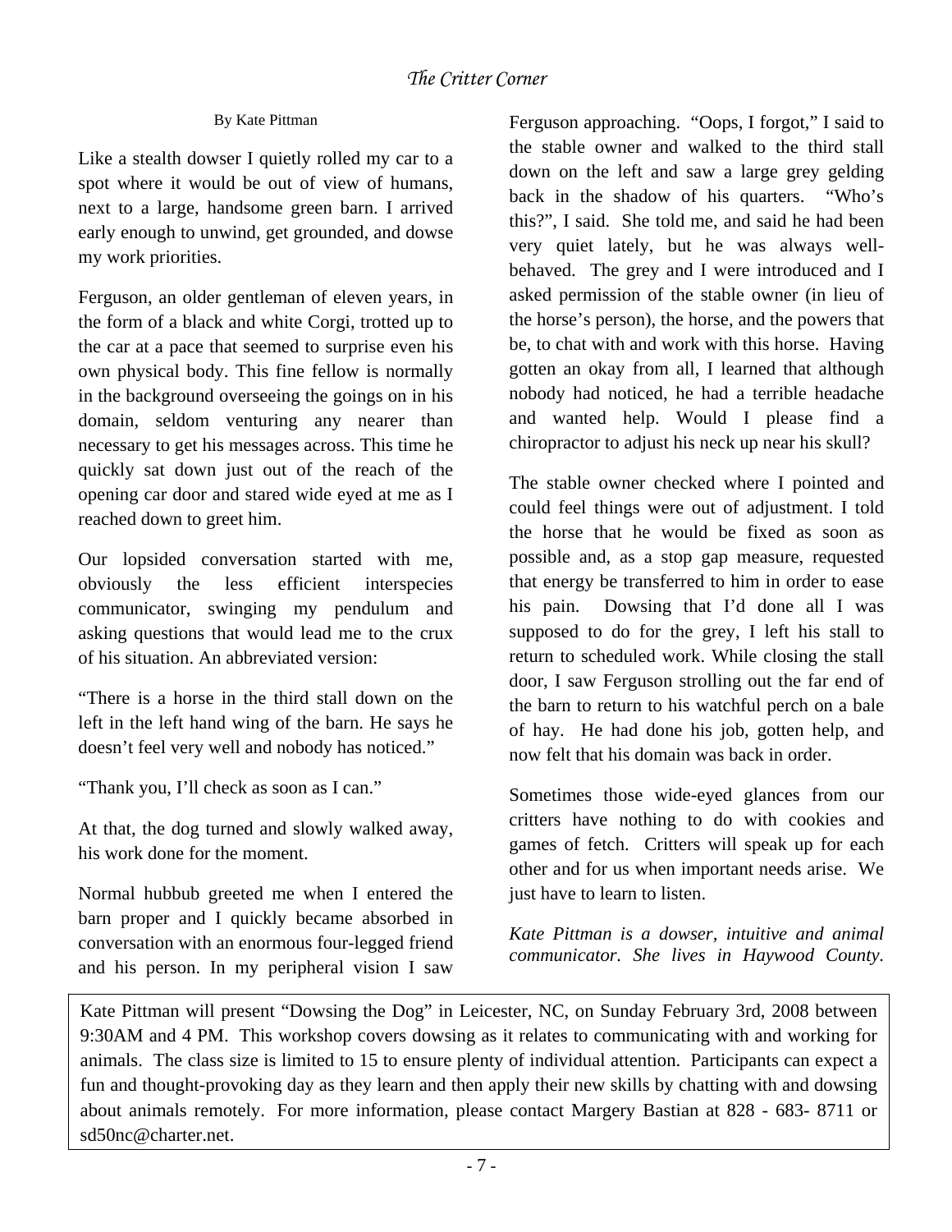# *The Critter Corner*

By Kate Pittman

Like a stealth dowser I quietly rolled my car to a spot where it would be out of view of humans, next to a large, handsome green barn. I arrived early enough to unwind, get grounded, and dowse my work priorities.

Ferguson, an older gentleman of eleven years, in the form of a black and white Corgi, trotted up to the car at a pace that seemed to surprise even his own physical body. This fine fellow is normally in the background overseeing the goings on in his domain, seldom venturing any nearer than necessary to get his messages across. This time he quickly sat down just out of the reach of the opening car door and stared wide eyed at me as I reached down to greet him.

Our lopsided conversation started with me, obviously the less efficient interspecies communicator, swinging my pendulum and asking questions that would lead me to the crux of his situation. An abbreviated version:

"There is a horse in the third stall down on the left in the left hand wing of the barn. He says he doesn't feel very well and nobody has noticed."

"Thank you, I'll check as soon as I can."

At that, the dog turned and slowly walked away, his work done for the moment.

Normal hubbub greeted me when I entered the barn proper and I quickly became absorbed in conversation with an enormous four-legged friend and his person. In my peripheral vision I saw Ferguson approaching. "Oops, I forgot," I said to the stable owner and walked to the third stall down on the left and saw a large grey gelding back in the shadow of his quarters. "Who's this?", I said. She told me, and said he had been very quiet lately, but he was always well-behaved. The grey and I were introduced and I asked permission of the stable owner (in lieu of the horse's person), the horse, and the powers that be, to chat with and work with this horse. Having gotten an okay from all, I learned that although nobody had noticed, he had a terrible headache and wanted help. Would I please find a chiropractor to adjust his neck up near his skull?

The stable owner checked where I pointed and could feel things were out of adjustment. I told the horse that he would be fixed as soon as possible and, as a stop gap measure, requested that energy be transferred to him in order to ease his pain. Dowsing that I'd done all I was supposed to do for the grey, I left his stall to return to scheduled work. While closing the stall door, I saw Ferguson strolling out the far end of the barn to return to his watchful perch on a bale of hay. He had done his job, gotten help, and now felt that his domain was back in order.

Sometimes those wide-eyed glances from our critters have nothing to do with cookies and games of fetch. Critters will speak up for each other and for us when important needs arise. We just have to learn to listen.

*Kate Pittman is a dowser, intuitive and animal communicator. She lives in Haywood County.*

Kate Pittman will present "Dowsing the Dog" in Leicester, NC, on Sunday February 3rd, 2008 between 9:30AM and 4 PM. This workshop covers dowsing as it relates to communicating with and working for animals. The class size is limited to 15 to ensure plenty of individual attention. Participants can expect a fun and thought-provoking day as they learn and then apply their new skills by chatting with and dowsing about animals remotely. For more information, please contact Margery Bastian at 828 - 683- 8711 or sd50nc@charter.net.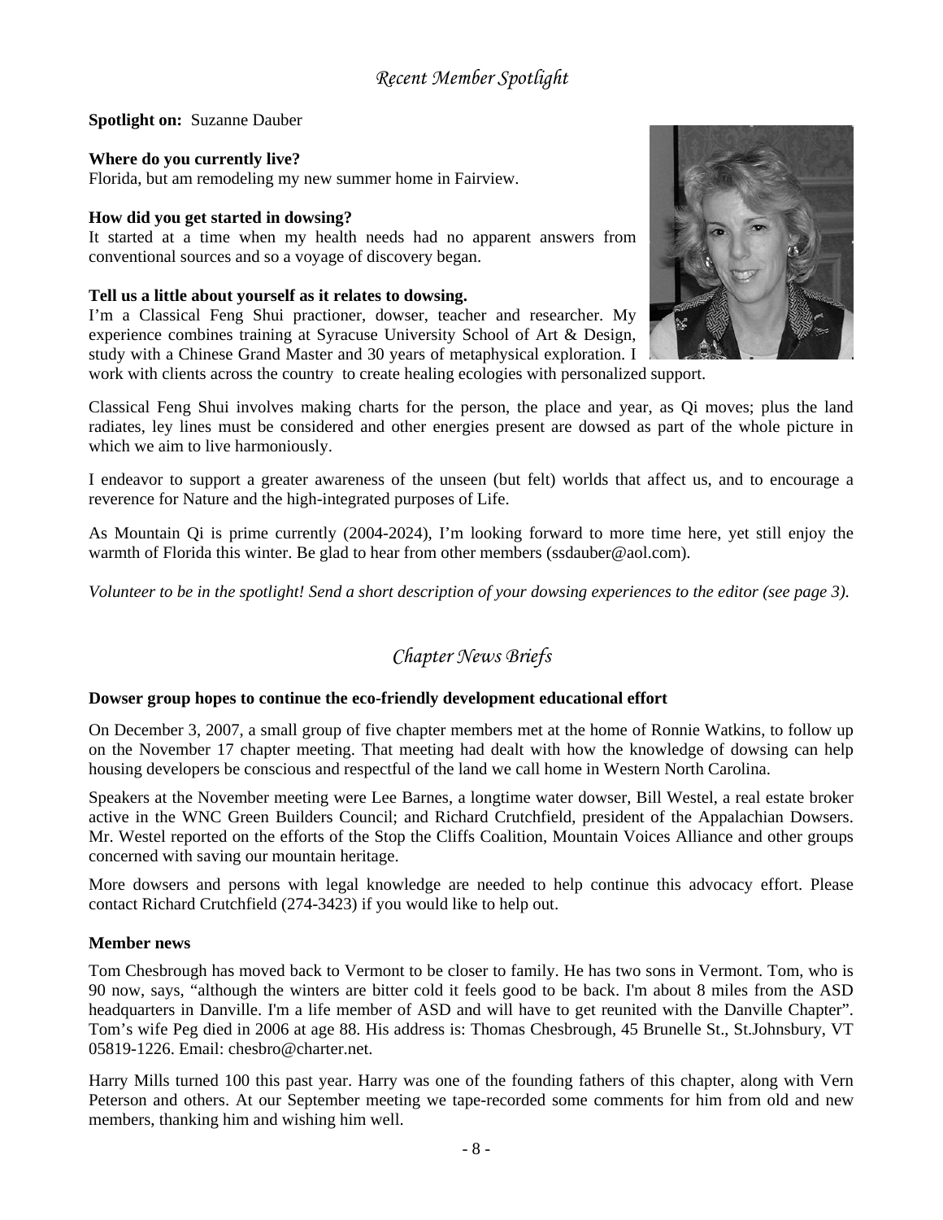## *Recent Member Spotlight*

**Spotlight on:** Suzanne Dauber

**Where do you currently live?**
Florida, but am remodeling my new summer home in Fairview.

**How did you get started in dowsing?**
It started at a time when my health needs had no apparent answers from conventional sources and so a voyage of discovery began.

**Tell us a little about yourself as it relates to dowsing.**
I'm a Classical Feng Shui practioner, dowser, teacher and researcher. My experience combines training at Syracuse University School of Art & Design, study with a Chinese Grand Master and 30 years of metaphysical exploration. I work with clients across the country to create healing ecologies with personalized support.

Classical Feng Shui involves making charts for the person, the place and year, as Qi moves; plus the land radiates, ley lines must be considered and other energies present are dowsed as part of the whole picture in which we aim to live harmoniously.

I endeavor to support a greater awareness of the unseen (but felt) worlds that affect us, and to encourage a reverence for Nature and the high-integrated purposes of Life.

As Mountain Qi is prime currently (2004-2024), I'm looking forward to more time here, yet still enjoy the warmth of Florida this winter. Be glad to hear from other members (ssdauber@aol.com).

*Volunteer to be in the spotlight! Send a short description of your dowsing experiences to the editor (see page 3).*

## *Chapter News Briefs*

**Dowser group hopes to continue the eco-friendly development educational effort**

On December 3, 2007, a small group of five chapter members met at the home of Ronnie Watkins, to follow up on the November 17 chapter meeting. That meeting had dealt with how the knowledge of dowsing can help housing developers be conscious and respectful of the land we call home in Western North Carolina.

Speakers at the November meeting were Lee Barnes, a longtime water dowser, Bill Westel, a real estate broker active in the WNC Green Builders Council; and Richard Crutchfield, president of the Appalachian Dowsers. Mr. Westel reported on the efforts of the Stop the Cliffs Coalition, Mountain Voices Alliance and other groups concerned with saving our mountain heritage.

More dowsers and persons with legal knowledge are needed to help continue this advocacy effort. Please contact Richard Crutchfield (274-3423) if you would like to help out.

**Member news**

Tom Chesbrough has moved back to Vermont to be closer to family. He has two sons in Vermont. Tom, who is 90 now, says, "although the winters are bitter cold it feels good to be back. I'm about 8 miles from the ASD headquarters in Danville. I'm a life member of ASD and will have to get reunited with the Danville Chapter". Tom's wife Peg died in 2006 at age 88. His address is: Thomas Chesbrough, 45 Brunelle St., St.Johnsbury, VT 05819-1226. Email: chesbro@charter.net.

Harry Mills turned 100 this past year. Harry was one of the founding fathers of this chapter, along with Vern Peterson and others. At our September meeting we tape-recorded some comments for him from old and new members, thanking him and wishing him well.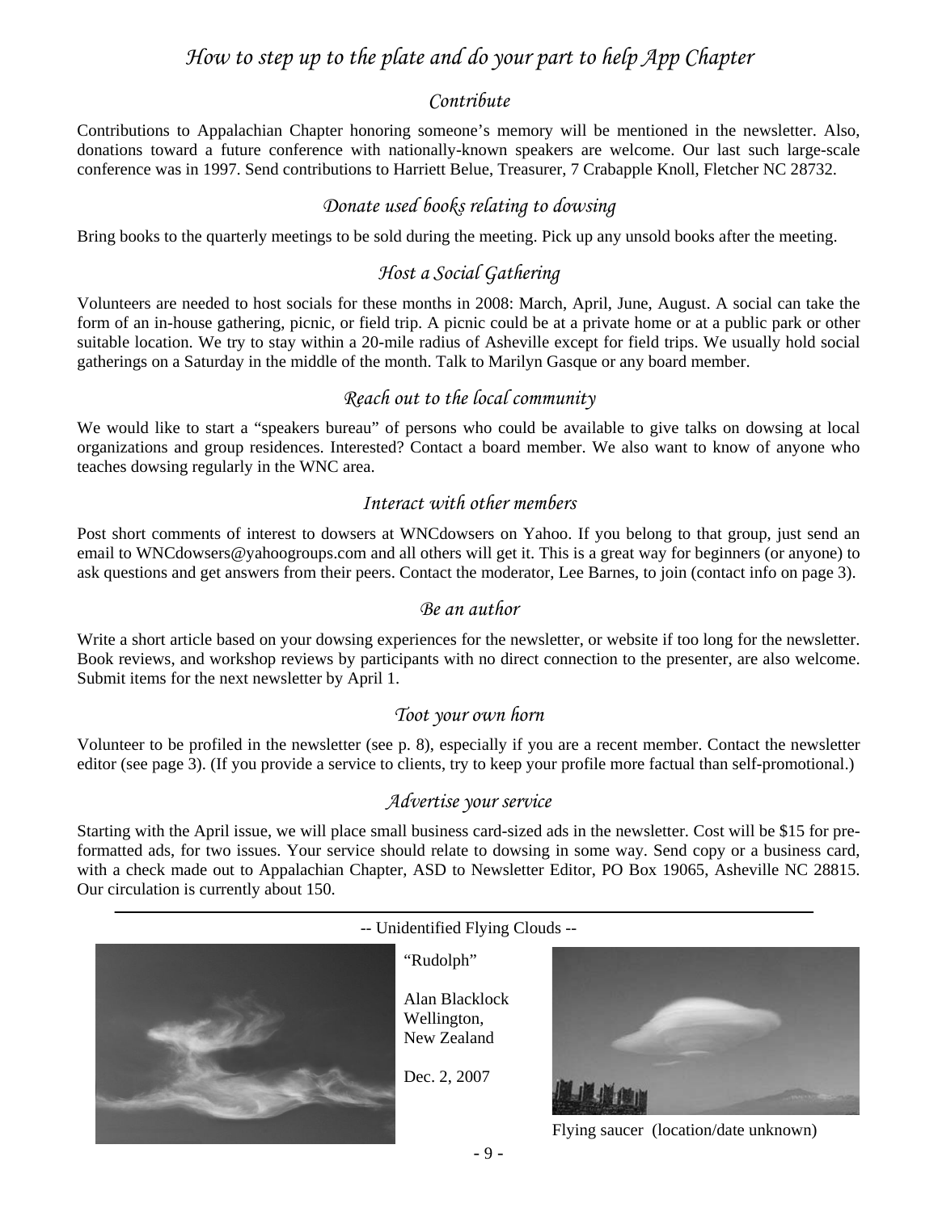# *How to step up to the plate and do your part to help App Chapter*

## *Contribute*

Contributions to Appalachian Chapter honoring someone's memory will be mentioned in the newsletter. Also, donations toward a future conference with nationally-known speakers are welcome. Our last such large-scale conference was in 1997. Send contributions to Harriett Belue, Treasurer, 7 Crabapple Knoll, Fletcher NC 28732.

## *Donate used books relating to dowsing*

Bring books to the quarterly meetings to be sold during the meeting. Pick up any unsold books after the meeting.

## *Host a Social Gathering*

Volunteers are needed to host socials for these months in 2008: March, April, June, August. A social can take the form of an in-house gathering, picnic, or field trip. A picnic could be at a private home or at a public park or other suitable location. We try to stay within a 20-mile radius of Asheville except for field trips. We usually hold social gatherings on a Saturday in the middle of the month. Talk to Marilyn Gasque or any board member.

## *Reach out to the local community*

We would like to start a "speakers bureau" of persons who could be available to give talks on dowsing at local organizations and group residences. Interested? Contact a board member. We also want to know of anyone who teaches dowsing regularly in the WNC area.

## *Interact with other members*

Post short comments of interest to dowsers at WNCdowsers on Yahoo. If you belong to that group, just send an email to WNCdowsers@yahoogroups.com and all others will get it. This is a great way for beginners (or anyone) to ask questions and get answers from their peers. Contact the moderator, Lee Barnes, to join (contact info on page 3).

## *Be an author*

Write a short article based on your dowsing experiences for the newsletter, or website if too long for the newsletter. Book reviews, and workshop reviews by participants with no direct connection to the presenter, are also welcome. Submit items for the next newsletter by April 1.

## *Toot your own horn*

Volunteer to be profiled in the newsletter (see p. 8), especially if you are a recent member. Contact the newsletter editor (see page 3). (If you provide a service to clients, try to keep your profile more factual than self-promotional.)

## *Advertise your service*

Starting with the April issue, we will place small business card-sized ads in the newsletter. Cost will be $15 for pre-formatted ads, for two issues. Your service should relate to dowsing in some way. Send copy or a business card, with a check made out to Appalachian Chapter, ASD to Newsletter Editor, PO Box 19065, Asheville NC 28815. Our circulation is currently about 150.

---

-- Unidentified Flying Clouds --

"Rudolph"

Alan Blacklock
Wellington,
New Zealand

Dec. 2, 2007

Flying saucer (location/date unknown)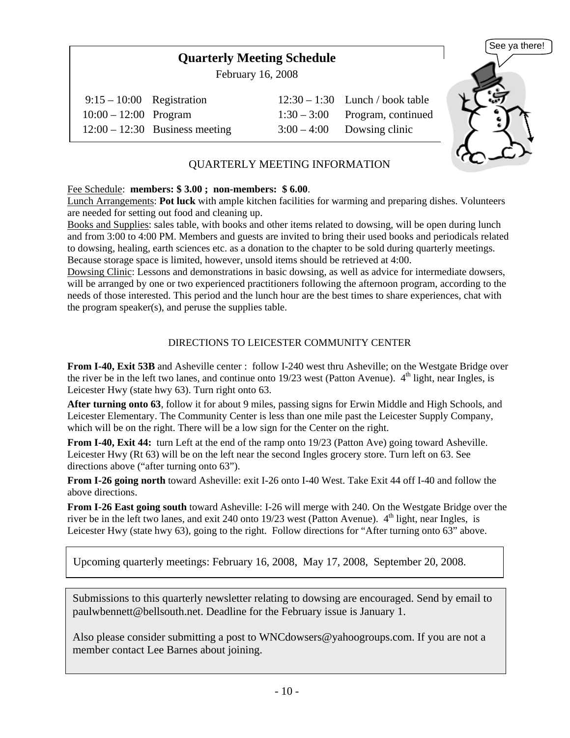## Quarterly Meeting Schedule

February 16, 2008

| | | | |
|---|---|---|---|
| 9:15 – 10:00 | Registration | 12:30 – 1:30 | Lunch / book table |
| 10:00 – 12:00 | Program | 1:30 – 3:00 | Program, continued |
| 12:00 – 12:30 | Business meeting | 3:00 – 4:00 | Dowsing clinic |

See ya there!

### QUARTERLY MEETING INFORMATION

Fee Schedule: **members: $ 3.00 ; non-members: $ 6.00**.

Lunch Arrangements: **Pot luck** with ample kitchen facilities for warming and preparing dishes. Volunteers are needed for setting out food and cleaning up.

Books and Supplies: sales table, with books and other items related to dowsing, will be open during lunch and from 3:00 to 4:00 PM. Members and guests are invited to bring their used books and periodicals related to dowsing, healing, earth sciences etc. as a donation to the chapter to be sold during quarterly meetings. Because storage space is limited, however, unsold items should be retrieved at 4:00.

Dowsing Clinic: Lessons and demonstrations in basic dowsing, as well as advice for intermediate dowsers, will be arranged by one or two experienced practitioners following the afternoon program, according to the needs of those interested. This period and the lunch hour are the best times to share experiences, chat with the program speaker(s), and peruse the supplies table.

### DIRECTIONS TO LEICESTER COMMUNITY CENTER

**From I-40, Exit 53B** and Asheville center : follow I-240 west thru Asheville; on the Westgate Bridge over the river be in the left two lanes, and continue onto 19/23 west (Patton Avenue). 4th light, near Ingles, is Leicester Hwy (state hwy 63). Turn right onto 63.

**After turning onto 63**, follow it for about 9 miles, passing signs for Erwin Middle and High Schools, and Leicester Elementary. The Community Center is less than one mile past the Leicester Supply Company, which will be on the right. There will be a low sign for the Center on the right.

**From I-40, Exit 44:** turn Left at the end of the ramp onto 19/23 (Patton Ave) going toward Asheville. Leicester Hwy (Rt 63) will be on the left near the second Ingles grocery store. Turn left on 63. See directions above ("after turning onto 63").

**From I-26 going north** toward Asheville: exit I-26 onto I-40 West. Take Exit 44 off I-40 and follow the above directions.

**From I-26 East going south** toward Asheville: I-26 will merge with 240. On the Westgate Bridge over the river be in the left two lanes, and exit 240 onto 19/23 west (Patton Avenue). 4th light, near Ingles, is Leicester Hwy (state hwy 63), going to the right. Follow directions for "After turning onto 63" above.

Upcoming quarterly meetings: February 16, 2008, May 17, 2008, September 20, 2008.

Submissions to this quarterly newsletter relating to dowsing are encouraged. Send by email to paulwbennett@bellsouth.net. Deadline for the February issue is January 1.

Also please consider submitting a post to WNCdowsers@yahoogroups.com. If you are not a member contact Lee Barnes about joining.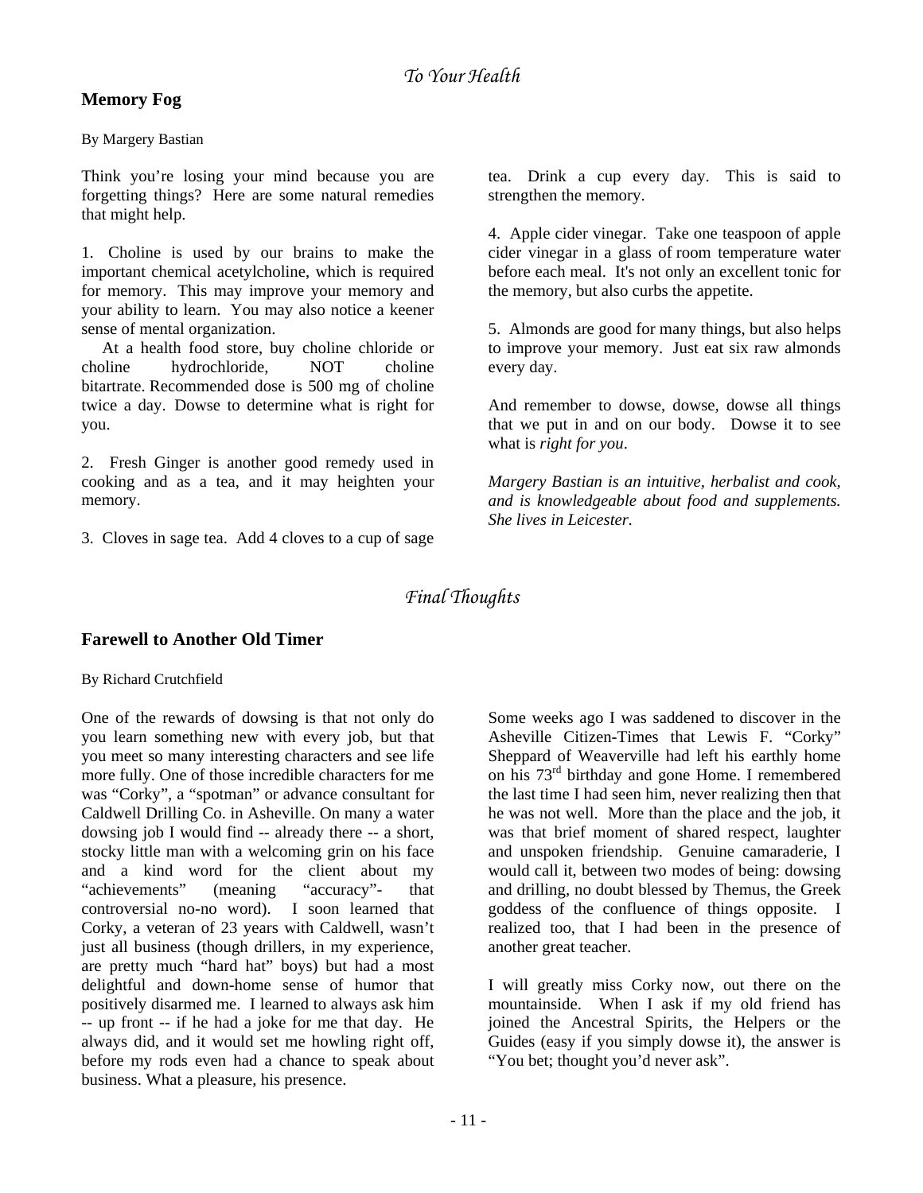## *To Your Health*

### Memory Fog

By Margery Bastian

Think you're losing your mind because you are forgetting things? Here are some natural remedies that might help.

1. Choline is used by our brains to make the important chemical acetylcholine, which is required for memory. This may improve your memory and your ability to learn. You may also notice a keener sense of mental organization.

At a health food store, buy choline chloride or choline hydrochloride, NOT choline bitartrate. Recommended dose is 500 mg of choline twice a day. Dowse to determine what is right for you.

2. Fresh Ginger is another good remedy used in cooking and as a tea, and it may heighten your memory.

3. Cloves in sage tea. Add 4 cloves to a cup of sage tea. Drink a cup every day. This is said to strengthen the memory.

4. Apple cider vinegar. Take one teaspoon of apple cider vinegar in a glass of room temperature water before each meal. It's not only an excellent tonic for the memory, but also curbs the appetite.

5. Almonds are good for many things, but also helps to improve your memory. Just eat six raw almonds every day.

And remember to dowse, dowse, dowse all things that we put in and on our body. Dowse it to see what is *right for you*.

*Margery Bastian is an intuitive, herbalist and cook, and is knowledgeable about food and supplements. She lives in Leicester.*

## *Final Thoughts*

### Farewell to Another Old Timer

By Richard Crutchfield

One of the rewards of dowsing is that not only do you learn something new with every job, but that you meet so many interesting characters and see life more fully. One of those incredible characters for me was "Corky", a "spotman" or advance consultant for Caldwell Drilling Co. in Asheville. On many a water dowsing job I would find -- already there -- a short, stocky little man with a welcoming grin on his face and a kind word for the client about my "achievements" (meaning "accuracy"- that controversial no-no word). I soon learned that Corky, a veteran of 23 years with Caldwell, wasn't just all business (though drillers, in my experience, are pretty much "hard hat" boys) but had a most delightful and down-home sense of humor that positively disarmed me. I learned to always ask him -- up front -- if he had a joke for me that day. He always did, and it would set me howling right off, before my rods even had a chance to speak about business. What a pleasure, his presence.

Some weeks ago I was saddened to discover in the Asheville Citizen-Times that Lewis F. "Corky" Sheppard of Weaverville had left his earthly home on his 73rd birthday and gone Home. I remembered the last time I had seen him, never realizing then that he was not well. More than the place and the job, it was that brief moment of shared respect, laughter and unspoken friendship. Genuine camaraderie, I would call it, between two modes of being: dowsing and drilling, no doubt blessed by Themus, the Greek goddess of the confluence of things opposite. I realized too, that I had been in the presence of another great teacher.

I will greatly miss Corky now, out there on the mountainside. When I ask if my old friend has joined the Ancestral Spirits, the Helpers or the Guides (easy if you simply dowse it), the answer is "You bet; thought you'd never ask".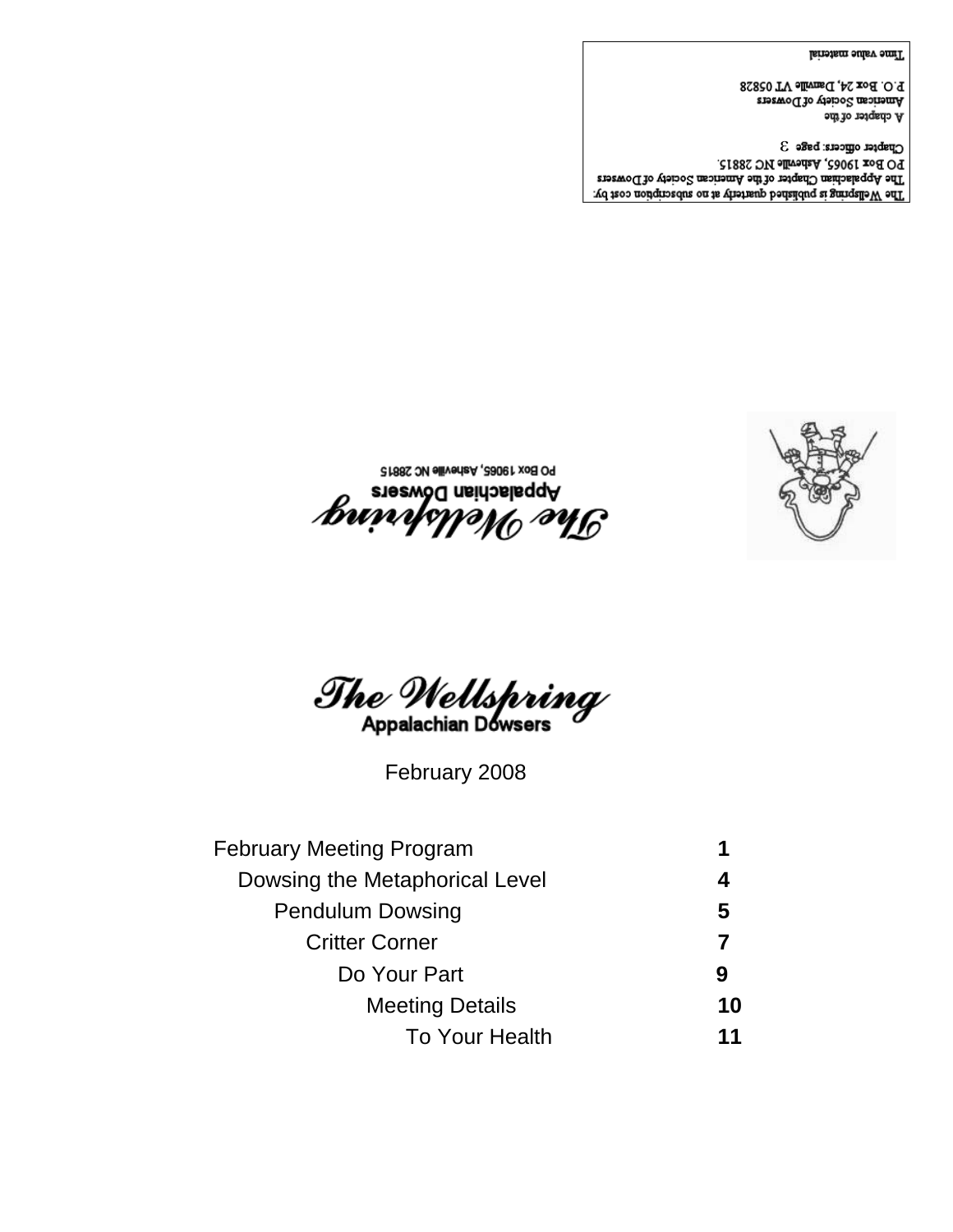The Wellspring is published quarterly at no subscription cost by:
The Appalachian Chapter of the American Society of Dowsers
PO Box 19065, Asheville NC 28815.

Chapter officers: page 3

A chapter of the
American Society of Dowsers
P.O. Box 24, Danville VT 05828

Time value material

*The Wellspring*
Appalachian Dowsers
PO Box 19065, Asheville NC 28815

# *The Wellspring*

Appalachian Dowsers

February 2008

| | |
|---|---|
| February Meeting Program | **1** |
| Dowsing the Metaphorical Level | **4** |
| Pendulum Dowsing | **5** |
| Critter Corner | **7** |
| Do Your Part | **9** |
| Meeting Details | **10** |
| To Your Health | **11** |